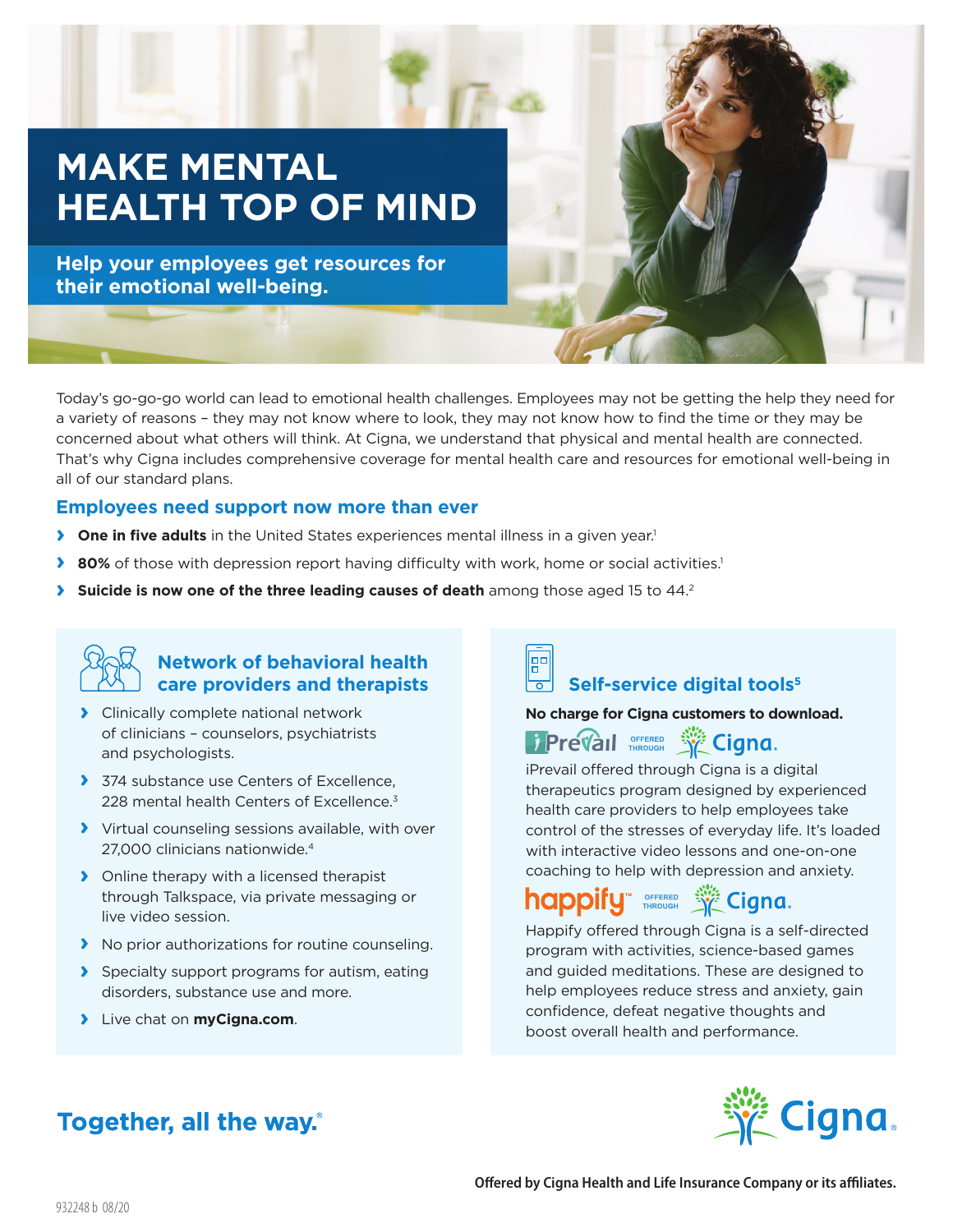# MAKE MENTAL HEALTH TOP OF MIND

**Help your employees get resources for their emotional well-being.**

Today's go-go-go world can lead to emotional health challenges. Employees may not be getting the help they need for a variety of reasons – they may not know where to look, they may not know how to find the time or they may be concerned about what others will think. At Cigna, we understand that physical and mental health are connected. That's why Cigna includes comprehensive coverage for mental health care and resources for emotional well-being in all of our standard plans.

## Employees need support now more than ever

- **One in five adults** in the United States experiences mental illness in a given year.[1]
- **80%** of those with depression report having difficulty with work, home or social activities.[1]
- **Suicide is now one of the three leading causes of death** among those aged 15 to 44.[2]

### Network of behavioral health care providers and therapists

- Clinically complete national network of clinicians – counselors, psychiatrists and psychologists.
- 374 substance use Centers of Excellence, 228 mental health Centers of Excellence.[3]
- Virtual counseling sessions available, with over 27,000 clinicians nationwide.[4]
- Online therapy with a licensed therapist through Talkspace, via private messaging or live video session.
- No prior authorizations for routine counseling.
- Specialty support programs for autism, eating disorders, substance use and more.
- Live chat on **myCigna.com**.

### Self-service digital tools[5]

**No charge for Cigna customers to download.**

iPrevail OFFERED THROUGH Cigna.

iPrevail offered through Cigna is a digital therapeutics program designed by experienced health care providers to help employees take control of the stresses of everyday life. It's loaded with interactive video lessons and one-on-one coaching to help with depression and anxiety.

happify™ OFFERED THROUGH Cigna.

Happify offered through Cigna is a self-directed program with activities, science-based games and guided meditations. These are designed to help employees reduce stress and anxiety, gain confidence, defeat negative thoughts and boost overall health and performance.

**Together, all the way.®**

Cigna.

**Offered by Cigna Health and Life Insurance Company or its affiliates.**

932248 b 08/20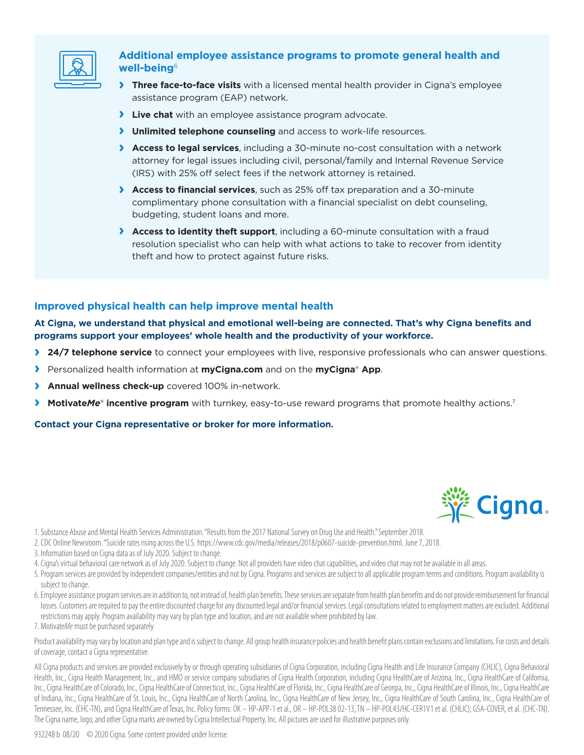## Additional employee assistance programs to promote general health and well-being[6]

- **Three face-to-face visits** with a licensed mental health provider in Cigna's employee assistance program (EAP) network.
- **Live chat** with an employee assistance program advocate.
- **Unlimited telephone counseling** and access to work-life resources.
- **Access to legal services**, including a 30-minute no-cost consultation with a network attorney for legal issues including civil, personal/family and Internal Revenue Service (IRS) with 25% off select fees if the network attorney is retained.
- **Access to financial services**, such as 25% off tax preparation and a 30-minute complimentary phone consultation with a financial specialist on debt counseling, budgeting, student loans and more.
- **Access to identity theft support**, including a 60-minute consultation with a fraud resolution specialist who can help with what actions to take to recover from identity theft and how to protect against future risks.

## Improved physical health can help improve mental health

**At Cigna, we understand that physical and emotional well-being are connected. That's why Cigna benefits and programs support your employees' whole health and the productivity of your workforce.**

- **24/7 telephone service** to connect your employees with live, responsive professionals who can answer questions.
- Personalized health information at **myCigna.com** and on the **myCigna® App**.
- **Annual wellness check-up** covered 100% in-network.
- **Motivate*Me*® incentive program** with turnkey, easy-to-use reward programs that promote healthy actions.[7]

**Contact your Cigna representative or broker for more information.**

1. Substance Abuse and Mental Health Services Administration. "Results from the 2017 National Survey on Drug Use and Health." September 2018.
2. CDC Online Newsroom. "Suicide rates rising across the U.S. https://www.cdc.gov/media/releases/2018/p0607-suicide-prevention.html. June 7, 2018.
3. Information based on Cigna data as of July 2020. Subject to change.
4. Cigna's virtual behavioral care network as of July 2020. Subject to change. Not all providers have video chat capabilities, and video chat may not be available in all areas.
5. Program services are provided by independent companies/entities and not by Cigna. Programs and services are subject to all applicable program terms and conditions. Program availability is subject to change.
6. Employee assistance program services are in addition to, not instead of, health plan benefits. These services are separate from health plan benefits and do not provide reimbursement for financial losses. Customers are required to pay the entire discounted charge for any discounted legal and/or financial services. Legal consultations related to employment matters are excluded. Additional restrictions may apply. Program availability may vary by plan type and location, and are not available where prohibited by law.
7. Motivate*Me* must be purchased separately

Product availability may vary by location and plan type and is subject to change. All group health insurance policies and health benefit plans contain exclusions and limitations. For costs and details of coverage, contact a Cigna representative.

All Cigna products and services are provided exclusively by or through operating subsidiaries of Cigna Corporation, including Cigna Health and Life Insurance Company (CHLIC), Cigna Behavioral Health, Inc., Cigna Health Management, Inc., and HMO or service company subsidiaries of Cigna Health Corporation, including Cigna HealthCare of Arizona, Inc., Cigna HealthCare of California, Inc., Cigna HealthCare of Colorado, Inc., Cigna HealthCare of Connecticut, Inc., Cigna HealthCare of Florida, Inc., Cigna HealthCare of Georgia, Inc., Cigna HealthCare of Illinois, Inc., Cigna HealthCare of Indiana, Inc., Cigna HealthCare of St. Louis, Inc., Cigna HealthCare of North Carolina, Inc., Cigna HealthCare of New Jersey, Inc., Cigna HealthCare of South Carolina, Inc., Cigna HealthCare of Tennessee, Inc. (CHC-TN), and Cigna HealthCare of Texas, Inc. Policy forms: OK – HP-APP-1 et al., OR – HP-POL38 02-13, TN – HP-POL43/HC-CER1V1 et al. (CHLIC); GSA-COVER, et al. (CHC-TN). The Cigna name, logo, and other Cigna marks are owned by Cigna Intellectual Property, Inc. All pictures are used for illustrative purposes only.

932248 b 08/20 © 2020 Cigna. Some content provided under license.